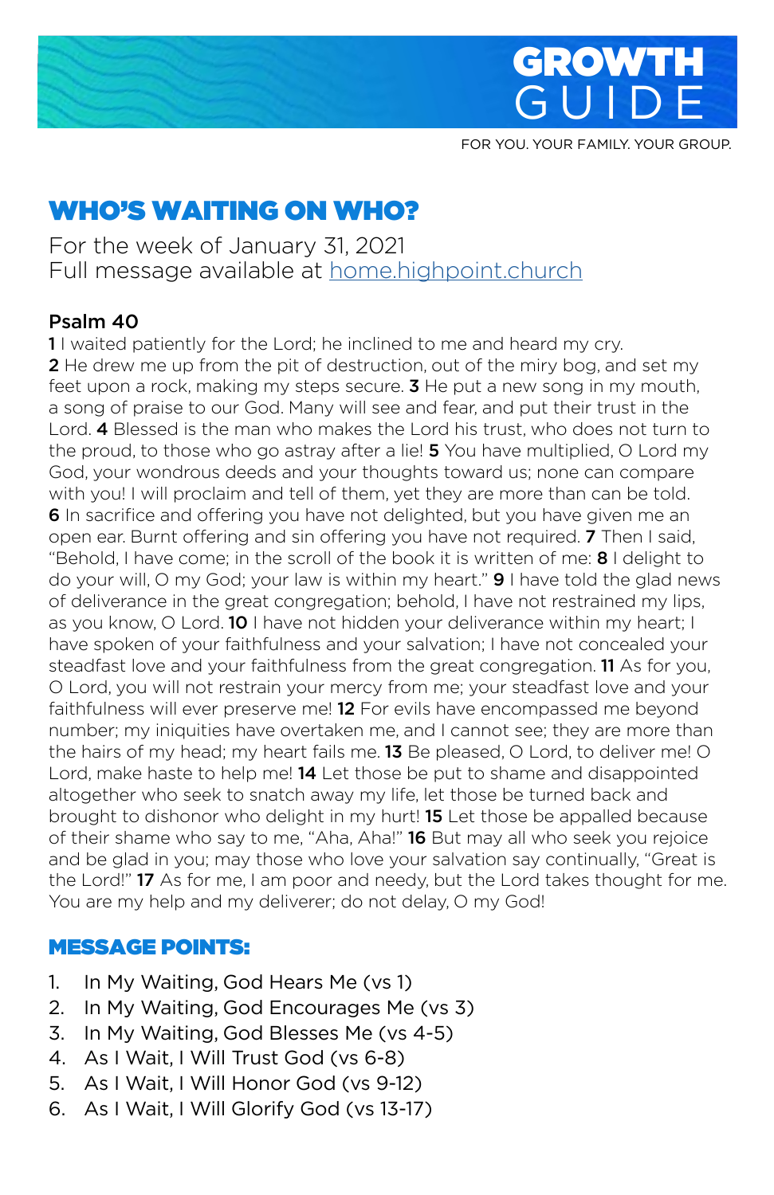# GROWTH GUIDE

FOR YOU. YOUR FAMILY. YOUR GROUP.

## WHO'S WAITING ON WHO?

For the week of January 31, 2021
Full message available at home.highpoint.church

**Psalm 40**

**1** I waited patiently for the Lord; he inclined to me and heard my cry.
**2** He drew me up from the pit of destruction, out of the miry bog, and set my feet upon a rock, making my steps secure. **3** He put a new song in my mouth, a song of praise to our God. Many will see and fear, and put their trust in the Lord. **4** Blessed is the man who makes the Lord his trust, who does not turn to the proud, to those who go astray after a lie! **5** You have multiplied, O Lord my God, your wondrous deeds and your thoughts toward us; none can compare with you! I will proclaim and tell of them, yet they are more than can be told.
**6** In sacrifice and offering you have not delighted, but you have given me an open ear. Burnt offering and sin offering you have not required. **7** Then I said, "Behold, I have come; in the scroll of the book it is written of me: **8** I delight to do your will, O my God; your law is within my heart." **9** I have told the glad news of deliverance in the great congregation; behold, I have not restrained my lips, as you know, O Lord. **10** I have not hidden your deliverance within my heart; I have spoken of your faithfulness and your salvation; I have not concealed your steadfast love and your faithfulness from the great congregation. **11** As for you, O Lord, you will not restrain your mercy from me; your steadfast love and your faithfulness will ever preserve me! **12** For evils have encompassed me beyond number; my iniquities have overtaken me, and I cannot see; they are more than the hairs of my head; my heart fails me. **13** Be pleased, O Lord, to deliver me! O Lord, make haste to help me! **14** Let those be put to shame and disappointed altogether who seek to snatch away my life, let those be turned back and brought to dishonor who delight in my hurt! **15** Let those be appalled because of their shame who say to me, "Aha, Aha!" **16** But may all who seek you rejoice and be glad in you; may those who love your salvation say continually, "Great is the Lord!" **17** As for me, I am poor and needy, but the Lord takes thought for me. You are my help and my deliverer; do not delay, O my God!

### MESSAGE POINTS:

1. In My Waiting, God Hears Me (vs 1)
2. In My Waiting, God Encourages Me (vs 3)
3. In My Waiting, God Blesses Me (vs 4-5)
4. As I Wait, I Will Trust God (vs 6-8)
5. As I Wait, I Will Honor God (vs 9-12)
6. As I Wait, I Will Glorify God (vs 13-17)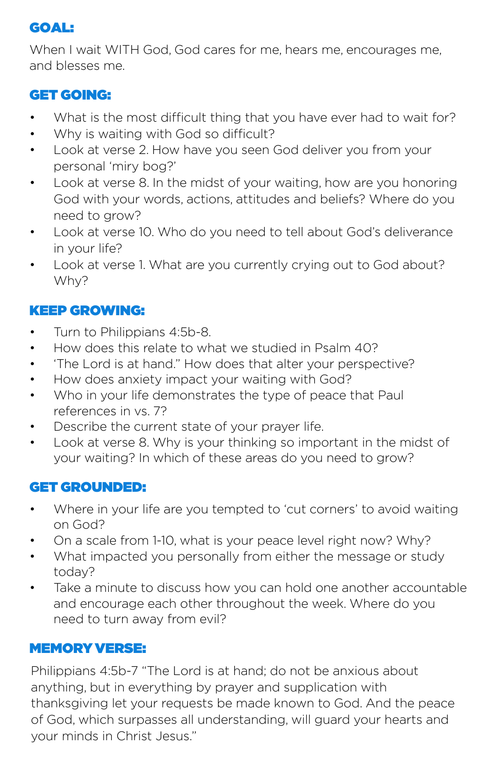## GOAL:

When I wait WITH God, God cares for me, hears me, encourages me, and blesses me.

## GET GOING:

- What is the most difficult thing that you have ever had to wait for?
- Why is waiting with God so difficult?
- Look at verse 2. How have you seen God deliver you from your personal 'miry bog?'
- Look at verse 8. In the midst of your waiting, how are you honoring God with your words, actions, attitudes and beliefs? Where do you need to grow?
- Look at verse 10. Who do you need to tell about God's deliverance in your life?
- Look at verse 1. What are you currently crying out to God about? Why?

## KEEP GROWING:

- Turn to Philippians 4:5b-8.
- How does this relate to what we studied in Psalm 40?
- 'The Lord is at hand." How does that alter your perspective?
- How does anxiety impact your waiting with God?
- Who in your life demonstrates the type of peace that Paul references in vs. 7?
- Describe the current state of your prayer life.
- Look at verse 8. Why is your thinking so important in the midst of your waiting? In which of these areas do you need to grow?

## GET GROUNDED:

- Where in your life are you tempted to 'cut corners' to avoid waiting on God?
- On a scale from 1-10, what is your peace level right now? Why?
- What impacted you personally from either the message or study today?
- Take a minute to discuss how you can hold one another accountable and encourage each other throughout the week. Where do you need to turn away from evil?

## MEMORY VERSE:

Philippians 4:5b-7 "The Lord is at hand; do not be anxious about anything, but in everything by prayer and supplication with thanksgiving let your requests be made known to God. And the peace of God, which surpasses all understanding, will guard your hearts and your minds in Christ Jesus."